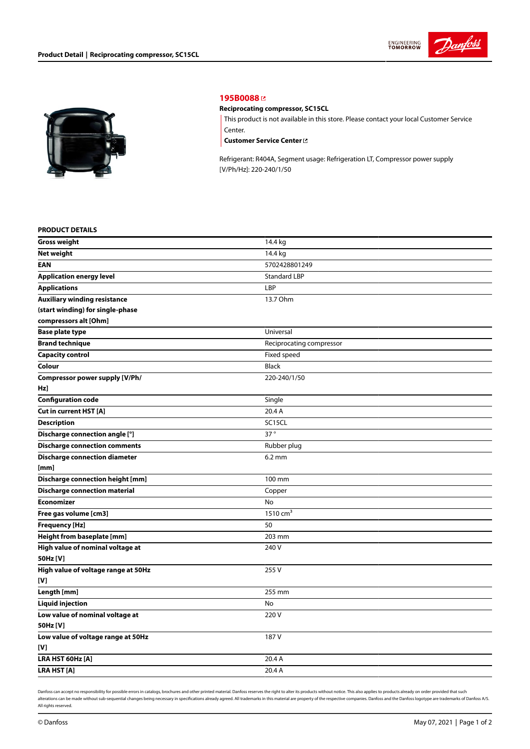## 195B0088

**Reciprocating compressor, SC15CL**

This product is not available in this store. Please contact your local Customer Service Center.

**Customer Service Center**

Refrigerant: R404A, Segment usage: Refrigeration LT, Compressor power supply [V/Ph/Hz]: 220-240/1/50

### PRODUCT DETAILS

| | |
|---|---|
| **Gross weight** | 14.4 kg |
| **Net weight** | 14.4 kg |
| **EAN** | 5702428801249 |
| **Application energy level** | Standard LBP |
| **Applications** | LBP |
| **Auxiliary winding resistance (start winding) for single-phase compressors alt [Ohm]** | 13.7 Ohm |
| **Base plate type** | Universal |
| **Brand technique** | Reciprocating compressor |
| **Capacity control** | Fixed speed |
| **Colour** | Black |
| **Compressor power supply [V/Ph/Hz]** | 220-240/1/50 |
| **Configuration code** | Single |
| **Cut in current HST [A]** | 20.4 A |
| **Description** | SC15CL |
| **Discharge connection angle [°]** | 37 ° |
| **Discharge connection comments** | Rubber plug |
| **Discharge connection diameter [mm]** | 6.2 mm |
| **Discharge connection height [mm]** | 100 mm |
| **Discharge connection material** | Copper |
| **Economizer** | No |
| **Free gas volume [cm3]** | 1510 $cm^3$ |
| **Frequency [Hz]** | 50 |
| **Height from baseplate [mm]** | 203 mm |
| **High value of nominal voltage at 50Hz [V]** | 240 V |
| **High value of voltage range at 50Hz [V]** | 255 V |
| **Length [mm]** | 255 mm |
| **Liquid injection** | No |
| **Low value of nominal voltage at 50Hz [V]** | 220 V |
| **Low value of voltage range at 50Hz [V]** | 187 V |
| **LRA HST 60Hz [A]** | 20.4 A |
| **LRA HST [A]** | 20.4 A |

Danfoss can accept no responsibility for possible errors in catalogs, brochures and other printed material. Danfoss reserves the right to alter its products without notice. This also applies to products already on order provided that such alterations can be made without sub-sequential changes being necessary in specifications already agreed. All trademarks in this material are property of the respective companies. Danfoss and the Danfoss logotype are trademarks of Danfoss A/S. All rights reserved.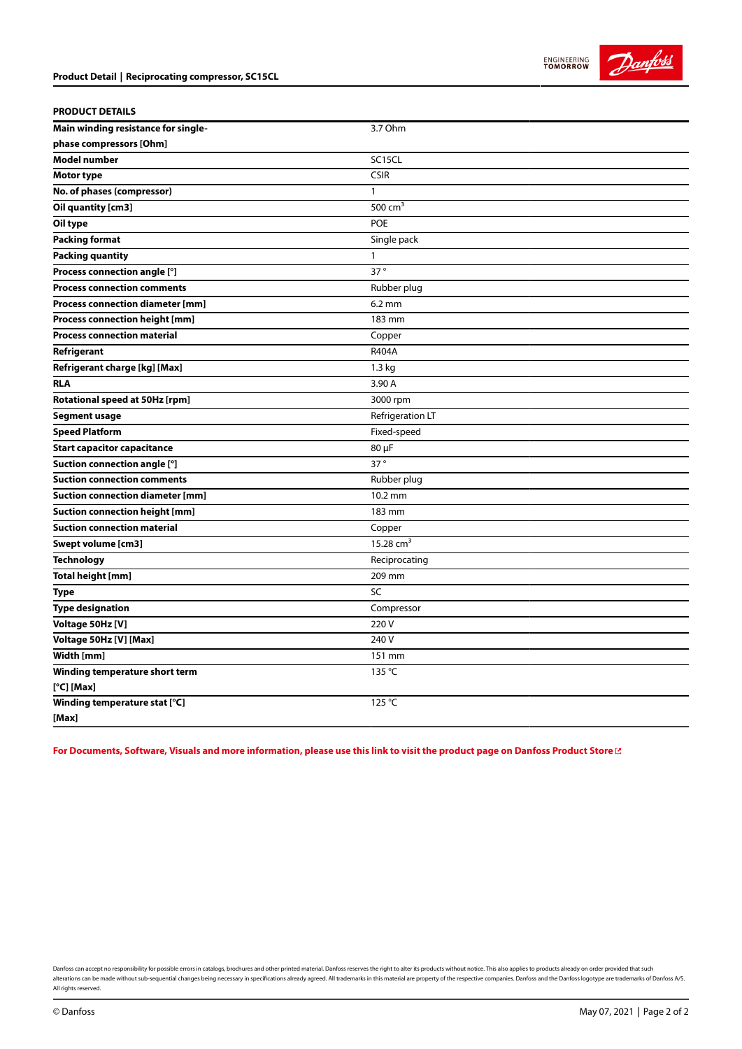## PRODUCT DETAILS

| | |
|---|---|
| **Main winding resistance for single-phase compressors [Ohm]** | 3.7 Ohm |
| **Model number** | SC15CL |
| **Motor type** | CSIR |
| **No. of phases (compressor)** | 1 |
| **Oil quantity [cm3]** | 500 $cm^3$ |
| **Oil type** | POE |
| **Packing format** | Single pack |
| **Packing quantity** | 1 |
| **Process connection angle [°]** | 37 ° |
| **Process connection comments** | Rubber plug |
| **Process connection diameter [mm]** | 6.2 mm |
| **Process connection height [mm]** | 183 mm |
| **Process connection material** | Copper |
| **Refrigerant** | R404A |
| **Refrigerant charge [kg] [Max]** | 1.3 kg |
| **RLA** | 3.90 A |
| **Rotational speed at 50Hz [rpm]** | 3000 rpm |
| **Segment usage** | Refrigeration LT |
| **Speed Platform** | Fixed-speed |
| **Start capacitor capacitance** | 80 µF |
| **Suction connection angle [°]** | 37 ° |
| **Suction connection comments** | Rubber plug |
| **Suction connection diameter [mm]** | 10.2 mm |
| **Suction connection height [mm]** | 183 mm |
| **Suction connection material** | Copper |
| **Swept volume [cm3]** | 15.28 $cm^3$ |
| **Technology** | Reciprocating |
| **Total height [mm]** | 209 mm |
| **Type** | SC |
| **Type designation** | Compressor |
| **Voltage 50Hz [V]** | 220 V |
| **Voltage 50Hz [V] [Max]** | 240 V |
| **Width [mm]** | 151 mm |
| **Winding temperature short term [°C] [Max]** | 135 °C |
| **Winding temperature stat [°C] [Max]** | 125 °C |

**For Documents, Software, Visuals and more information, please use this link to visit the product page on Danfoss Product Store**

Danfoss can accept no responsibility for possible errors in catalogs, brochures and other printed material. Danfoss reserves the right to alter its products without notice. This also applies to products already on order provided that such alterations can be made without sub-sequential changes being necessary in specifications already agreed. All trademarks in this material are property of the respective companies. Danfoss and the Danfoss logotype are trademarks of Danfoss A/S. All rights reserved.